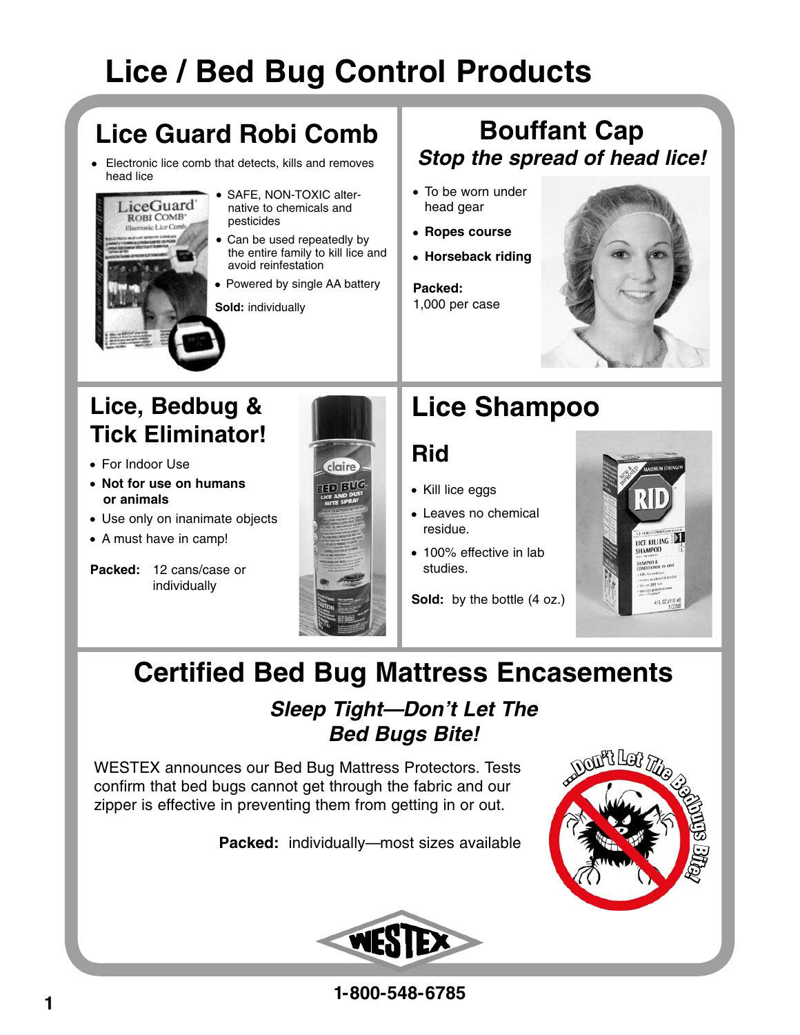# Lice / Bed Bug Control Products

## Lice Guard Robi Comb

- Electronic lice comb that detects, kills and removes head lice
- SAFE, NON-TOXIC alternative to chemicals and pesticides
- Can be used repeatedly by the entire family to kill lice and avoid reinfestation
- Powered by single AA battery

**Sold:** individually

## Bouffant Cap

***Stop the spread of head lice!***

- To be worn under head gear
- **Ropes course**
- **Horseback riding**

**Packed:**
1,000 per case

## Lice, Bedbug & Tick Eliminator!

- For Indoor Use
- **Not for use on humans or animals**
- Use only on inanimate objects
- A must have in camp!

**Packed:** 12 cans/case or individually

## Lice Shampoo

### Rid

- Kill lice eggs
- Leaves no chemical residue.
- 100% effective in lab studies.

**Sold:** by the bottle (4 oz.)

## Certified Bed Bug Mattress Encasements

***Sleep Tight—Don't Let The Bed Bugs Bite!***

WESTEX announces our Bed Bug Mattress Protectors. Tests confirm that bed bugs cannot get through the fabric and our zipper is effective in preventing them from getting in or out.

**Packed:** individually—most sizes available

WESTEX

1-800-548-6785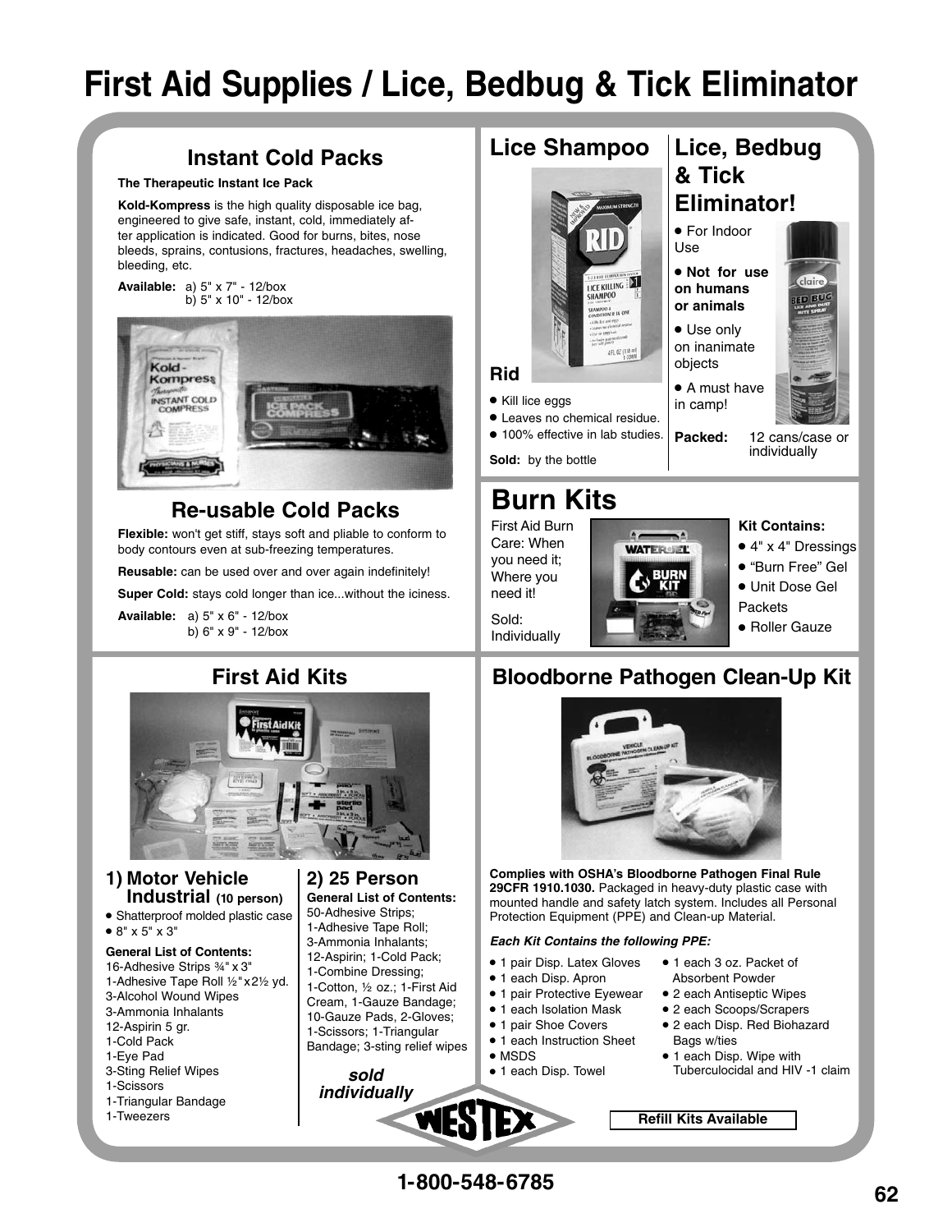# First Aid Supplies / Lice, Bedbug & Tick Eliminator

## Instant Cold Packs

**The Therapeutic Instant Ice Pack**

**Kold-Kompress** is the high quality disposable ice bag, engineered to give safe, instant, cold, immediately after application is indicated. Good for burns, bites, nose bleeds, sprains, contusions, fractures, headaches, swelling, bleeding, etc.

**Available:** a) 5" x 7" - 12/box
b) 5" x 10" - 12/box

## Re-usable Cold Packs

**Flexible:** won't get stiff, stays soft and pliable to conform to body contours even at sub-freezing temperatures.

**Reusable:** can be used over and over again indefinitely!

**Super Cold:** stays cold longer than ice...without the iciness.

**Available:** a) 5" x 6" - 12/box
b) 6" x 9" - 12/box

## Lice Shampoo

### Rid

- Kill lice eggs
- Leaves no chemical residue.
- 100% effective in lab studies.

**Sold:** by the bottle

## Lice, Bedbug & Tick Eliminator!

- For Indoor Use
- **Not for use on humans or animals**
- Use only on inanimate objects
- A must have in camp!

**Packed:** 12 cans/case or individually

## Burn Kits

First Aid Burn Care: When you need it; Where you need it!

Sold: Individually

**Kit Contains:**

- 4" x 4" Dressings
- "Burn Free" Gel
- Unit Dose Gel Packets
- Roller Gauze

## First Aid Kits

### 1) Motor Vehicle Industrial (10 person)

- Shatterproof molded plastic case
- 8" x 5" x 3"

**General List of Contents:**
16-Adhesive Strips ¾" x 3"
1-Adhesive Tape Roll ½" x 2½ yd.
3-Alcohol Wound Wipes
3-Ammonia Inhalants
12-Aspirin 5 gr.
1-Cold Pack
1-Eye Pad
3-Sting Relief Wipes
1-Scissors
1-Triangular Bandage
1-Tweezers

### 2) 25 Person

**General List of Contents:**
50-Adhesive Strips; 1-Adhesive Tape Roll; 3-Ammonia Inhalants; 12-Aspirin; 1-Cold Pack; 1-Combine Dressing; 1-Cotton, ½ oz.; 1-First Aid Cream, 1-Gauze Bandage; 10-Gauze Pads, 2-Gloves; 1-Scissors; 1-Triangular Bandage; 3-sting relief wipes

***sold individually***

## Bloodborne Pathogen Clean-Up Kit

**Complies with OSHA's Bloodborne Pathogen Final Rule 29CFR 1910.1030.** Packaged in heavy-duty plastic case with mounted handle and safety latch system. Includes all Personal Protection Equipment (PPE) and Clean-up Material.

***Each Kit Contains the following PPE:***

- 1 pair Disp. Latex Gloves
- 1 each Disp. Apron
- 1 pair Protective Eyewear
- 1 each Isolation Mask
- 1 pair Shoe Covers
- 1 each Instruction Sheet
- MSDS
- 1 each Disp. Towel
- 1 each 3 oz. Packet of Absorbent Powder
- 2 each Antiseptic Wipes
- 2 each Scoops/Scrapers
- 2 each Disp. Red Biohazard Bags w/ties
- 1 each Disp. Wipe with Tuberculocidal and HIV -1 claim

**Refill Kits Available**

WESTEX

1-800-548-6785